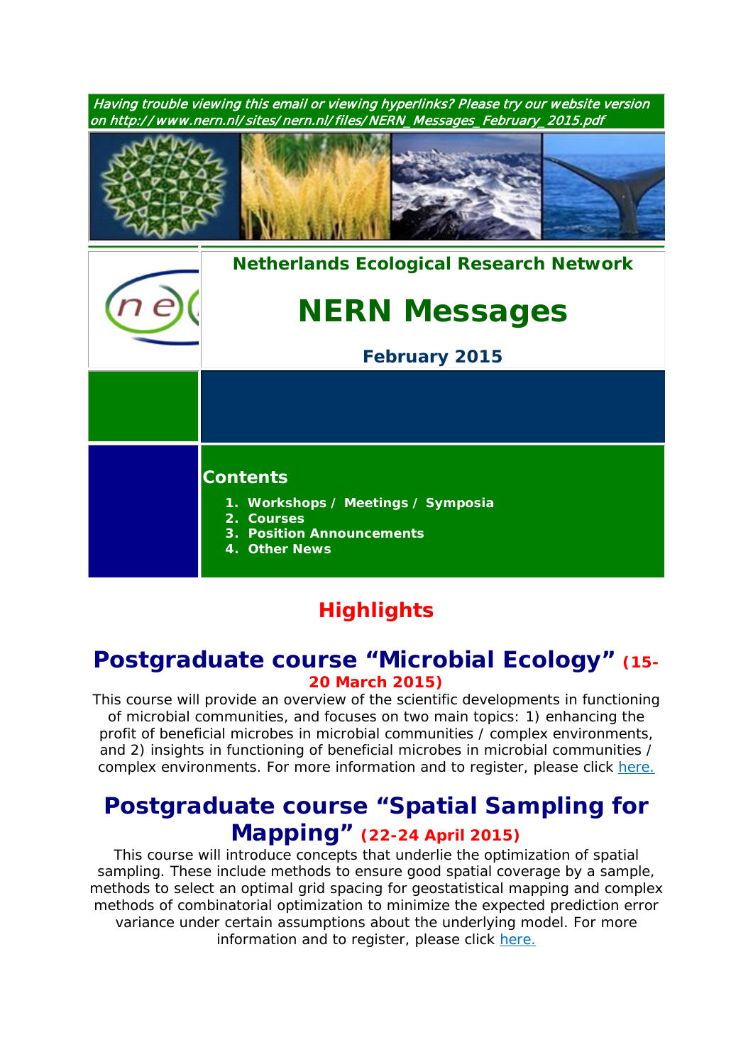*Having trouble viewing this email or viewing hyperlinks? Please try our website version on http://www.nern.nl/sites/nern.nl/files/NERN_Messages_February_2015.pdf*

**Netherlands Ecological Research Network**

# NERN Messages

**February 2015**

## Contents

1. **Workshops / Meetings / Symposia**
2. **Courses**
3. **Position Announcements**
4. **Other News**

# Highlights

## Postgraduate course "Microbial Ecology" (15-20 March 2015)

This course will provide an overview of the scientific developments in functioning of microbial communities, and focuses on two main topics: 1) enhancing the profit of beneficial microbes in microbial communities / complex environments, and 2) insights in functioning of beneficial microbes in microbial communities / complex environments. For more information and to register, please click here.

## Postgraduate course "Spatial Sampling for Mapping" (22-24 April 2015)

This course will introduce concepts that underlie the optimization of spatial sampling. These include methods to ensure good spatial coverage by a sample, methods to select an optimal grid spacing for geostatistical mapping and complex methods of combinatorial optimization to minimize the expected prediction error variance under certain assumptions about the underlying model. For more information and to register, please click here.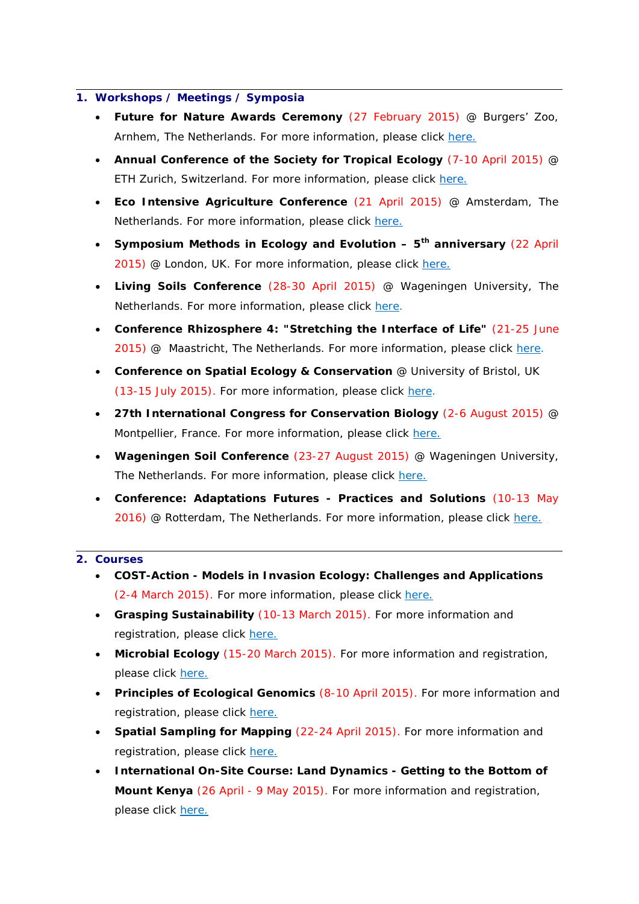## 1. Workshops / Meetings / Symposia

- **Future for Nature Awards Ceremony** (27 February 2015) @ Burgers' Zoo, Arnhem, The Netherlands. For more information, please click here.
- **Annual Conference of the Society for Tropical Ecology** (7-10 April 2015) @ ETH Zurich, Switzerland. For more information, please click here.
- **Eco Intensive Agriculture Conference** (21 April 2015) @ Amsterdam, The Netherlands. For more information, please click here.
- **Symposium Methods in Ecology and Evolution – 5th anniversary** (22 April 2015) @ London, UK. For more information, please click here.
- **Living Soils Conference** (28-30 April 2015) @ Wageningen University, The Netherlands. For more information, please click here.
- **Conference Rhizosphere 4: "Stretching the Interface of Life"** (21-25 June 2015) @ Maastricht, The Netherlands. For more information, please click here.
- **Conference on Spatial Ecology & Conservation** @ University of Bristol, UK (13-15 July 2015). For more information, please click here.
- **27th International Congress for Conservation Biology** (2-6 August 2015) @ Montpellier, France. For more information, please click here.
- **Wageningen Soil Conference** (23-27 August 2015) @ Wageningen University, The Netherlands. For more information, please click here.
- **Conference: Adaptations Futures - Practices and Solutions** (10-13 May 2016) @ Rotterdam, The Netherlands. For more information, please click here.

## 2. Courses

- **COST-Action - Models in Invasion Ecology: Challenges and Applications** (2-4 March 2015). For more information, please click here.
- **Grasping Sustainability** (10-13 March 2015). For more information and registration, please click here.
- **Microbial Ecology** (15-20 March 2015). For more information and registration, please click here.
- **Principles of Ecological Genomics** (8-10 April 2015). For more information and registration, please click here.
- **Spatial Sampling for Mapping** (22-24 April 2015). For more information and registration, please click here.
- **International On-Site Course: Land Dynamics - Getting to the Bottom of Mount Kenya** (26 April - 9 May 2015). For more information and registration, please click here.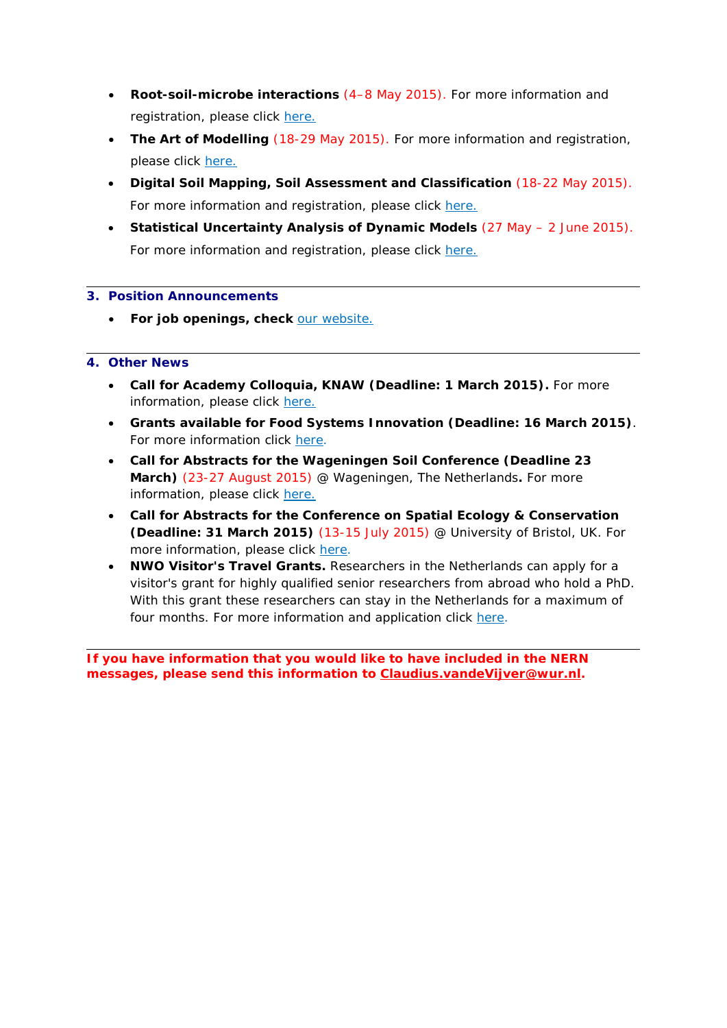- **Root-soil-microbe interactions** (4–8 May 2015). For more information and registration, please click here.
- **The Art of Modelling** (18-29 May 2015). For more information and registration, please click here.
- **Digital Soil Mapping, Soil Assessment and Classification** (18-22 May 2015). For more information and registration, please click here.
- **Statistical Uncertainty Analysis of Dynamic Models** (27 May – 2 June 2015). For more information and registration, please click here.

---

## 3. Position Announcements

- **For job openings, check** our website.

---

## 4. Other News

- **Call for Academy Colloquia, KNAW (Deadline: 1 March 2015).** For more information, please click here.
- **Grants available for Food Systems Innovation (Deadline: 16 March 2015)**. For more information click here.
- **Call for Abstracts for the Wageningen Soil Conference (Deadline 23 March)** (23-27 August 2015) @ Wageningen, The Netherlands**.** For more information, please click here.
- **Call for Abstracts for the Conference on Spatial Ecology & Conservation (Deadline: 31 March 2015)** (13-15 July 2015) @ University of Bristol, UK. For more information, please click here.
- **NWO Visitor's Travel Grants.** Researchers in the Netherlands can apply for a visitor's grant for highly qualified senior researchers from abroad who hold a PhD. With this grant these researchers can stay in the Netherlands for a maximum of four months. For more information and application click here.

---

**If you have information that you would like to have included in the NERN messages, please send this information to Claudius.vandeVijver@wur.nl.**